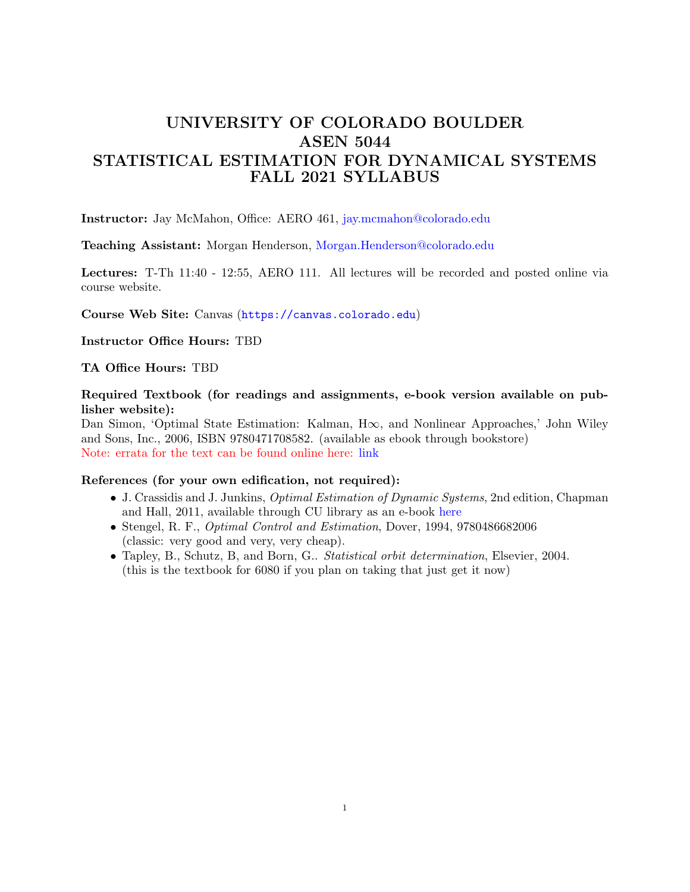# UNIVERSITY OF COLORADO BOULDER
# ASEN 5044
# STATISTICAL ESTIMATION FOR DYNAMICAL SYSTEMS
# FALL 2021 SYLLABUS

**Instructor:** Jay McMahon, Office: AERO 461, jay.mcmahon@colorado.edu

**Teaching Assistant:** Morgan Henderson, Morgan.Henderson@colorado.edu

**Lectures:** T-Th 11:40 - 12:55, AERO 111. All lectures will be recorded and posted online via course website.

**Course Web Site:** Canvas (`https://canvas.colorado.edu`)

**Instructor Office Hours:** TBD

**TA Office Hours:** TBD

**Required Textbook (for readings and assignments, e-book version available on publisher website):**
Dan Simon, 'Optimal State Estimation: Kalman, H∞, and Nonlinear Approaches,' John Wiley and Sons, Inc., 2006, ISBN 9780471708582. (available as ebook through bookstore)
Note: errata for the text can be found online here: link

**References (for your own edification, not required):**

- J. Crassidis and J. Junkins, *Optimal Estimation of Dynamic Systems*, 2nd edition, Chapman and Hall, 2011, available through CU library as an e-book here
- Stengel, R. F., *Optimal Control and Estimation*, Dover, 1994, 9780486682006 (classic: very good and very, very cheap).
- Tapley, B., Schutz, B, and Born, G.. *Statistical orbit determination*, Elsevier, 2004. (this is the textbook for 6080 if you plan on taking that just get it now)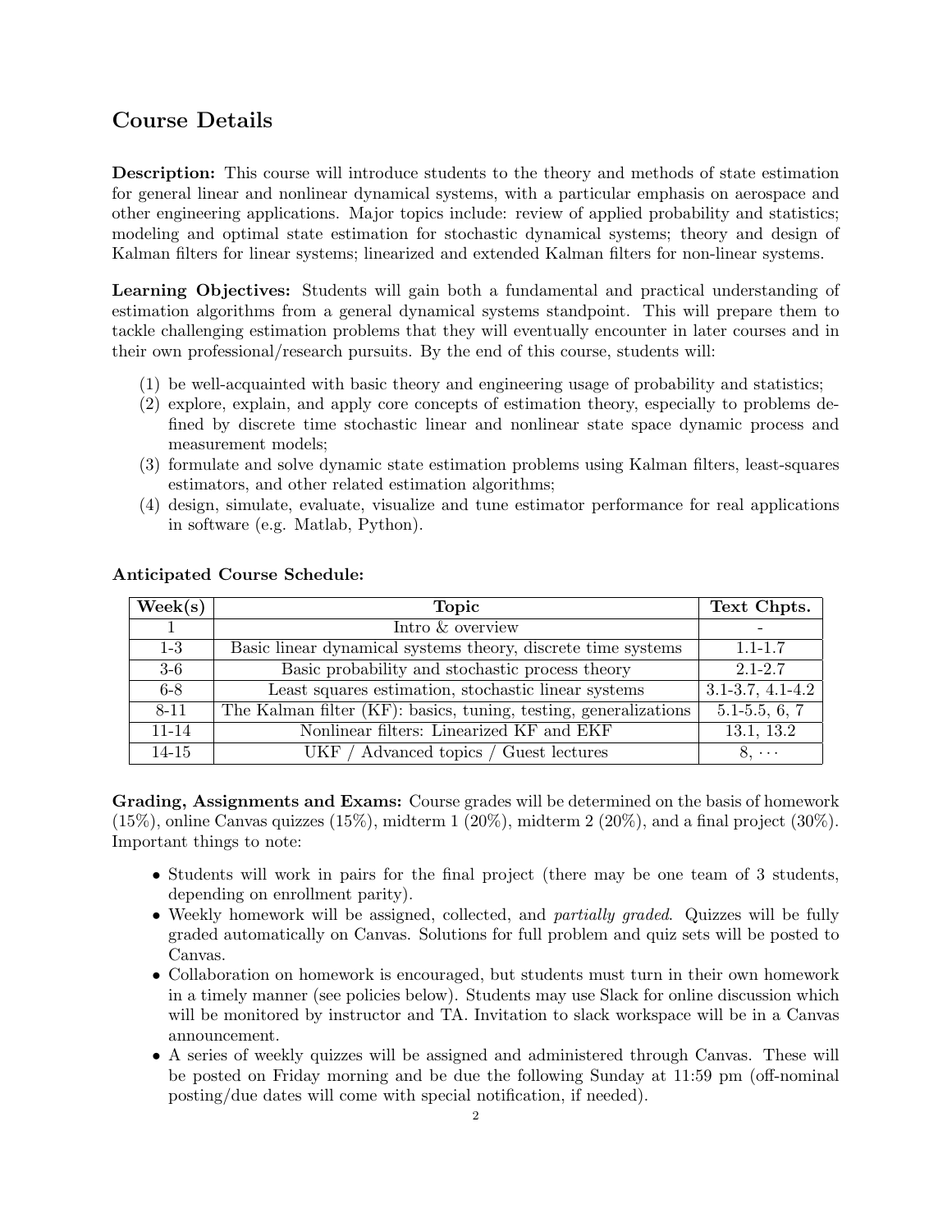## Course Details

**Description:** This course will introduce students to the theory and methods of state estimation for general linear and nonlinear dynamical systems, with a particular emphasis on aerospace and other engineering applications. Major topics include: review of applied probability and statistics; modeling and optimal state estimation for stochastic dynamical systems; theory and design of Kalman filters for linear systems; linearized and extended Kalman filters for non-linear systems.

**Learning Objectives:** Students will gain both a fundamental and practical understanding of estimation algorithms from a general dynamical systems standpoint. This will prepare them to tackle challenging estimation problems that they will eventually encounter in later courses and in their own professional/research pursuits. By the end of this course, students will:

(1) be well-acquainted with basic theory and engineering usage of probability and statistics;
(2) explore, explain, and apply core concepts of estimation theory, especially to problems defined by discrete time stochastic linear and nonlinear state space dynamic process and measurement models;
(3) formulate and solve dynamic state estimation problems using Kalman filters, least-squares estimators, and other related estimation algorithms;
(4) design, simulate, evaluate, visualize and tune estimator performance for real applications in software (e.g. Matlab, Python).

**Anticipated Course Schedule:**

| Week(s) | Topic | Text Chpts. |
|---|---|---|
| 1 | Intro & overview | - |
| 1-3 | Basic linear dynamical systems theory, discrete time systems | 1.1-1.7 |
| 3-6 | Basic probability and stochastic process theory | 2.1-2.7 |
| 6-8 | Least squares estimation, stochastic linear systems | 3.1-3.7, 4.1-4.2 |
| 8-11 | The Kalman filter (KF): basics, tuning, testing, generalizations | 5.1-5.5, 6, 7 |
| 11-14 | Nonlinear filters: Linearized KF and EKF | 13.1, 13.2 |
| 14-15 | UKF / Advanced topics / Guest lectures | $8, \cdots$ |

**Grading, Assignments and Exams:** Course grades will be determined on the basis of homework (15%), online Canvas quizzes (15%), midterm 1 (20%), midterm 2 (20%), and a final project (30%). Important things to note:

- Students will work in pairs for the final project (there may be one team of 3 students, depending on enrollment parity).
- Weekly homework will be assigned, collected, and *partially graded*. Quizzes will be fully graded automatically on Canvas. Solutions for full problem and quiz sets will be posted to Canvas.
- Collaboration on homework is encouraged, but students must turn in their own homework in a timely manner (see policies below). Students may use Slack for online discussion which will be monitored by instructor and TA. Invitation to slack workspace will be in a Canvas announcement.
- A series of weekly quizzes will be assigned and administered through Canvas. These will be posted on Friday morning and be due the following Sunday at 11:59 pm (off-nominal posting/due dates will come with special notification, if needed).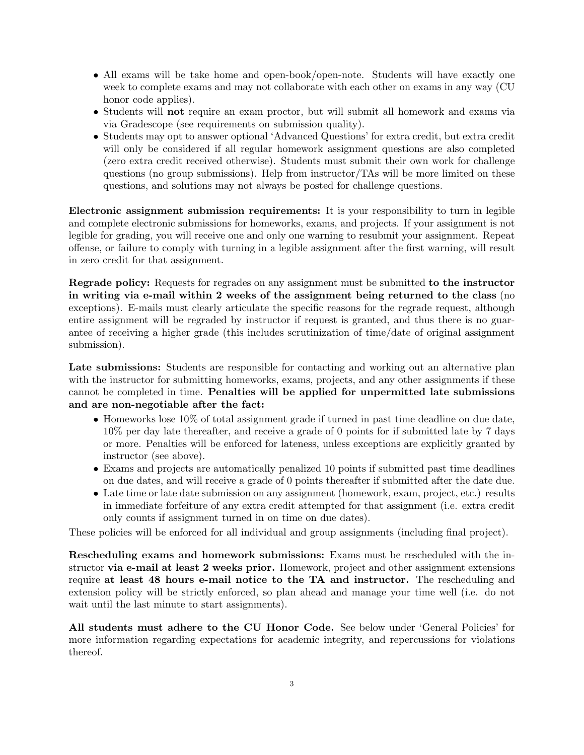- All exams will be take home and open-book/open-note. Students will have exactly one week to complete exams and may not collaborate with each other on exams in any way (CU honor code applies).
- Students will **not** require an exam proctor, but will submit all homework and exams via via Gradescope (see requirements on submission quality).
- Students may opt to answer optional 'Advanced Questions' for extra credit, but extra credit will only be considered if all regular homework assignment questions are also completed (zero extra credit received otherwise). Students must submit their own work for challenge questions (no group submissions). Help from instructor/TAs will be more limited on these questions, and solutions may not always be posted for challenge questions.

**Electronic assignment submission requirements:** It is your responsibility to turn in legible and complete electronic submissions for homeworks, exams, and projects. If your assignment is not legible for grading, you will receive one and only one warning to resubmit your assignment. Repeat offense, or failure to comply with turning in a legible assignment after the first warning, will result in zero credit for that assignment.

**Regrade policy:** Requests for regrades on any assignment must be submitted **to the instructor in writing via e-mail within 2 weeks of the assignment being returned to the class** (no exceptions). E-mails must clearly articulate the specific reasons for the regrade request, although entire assignment will be regraded by instructor if request is granted, and thus there is no guarantee of receiving a higher grade (this includes scrutinization of time/date of original assignment submission).

**Late submissions:** Students are responsible for contacting and working out an alternative plan with the instructor for submitting homeworks, exams, projects, and any other assignments if these cannot be completed in time. **Penalties will be applied for unpermitted late submissions and are non-negotiable after the fact:**

- Homeworks lose 10% of total assignment grade if turned in past time deadline on due date, 10% per day late thereafter, and receive a grade of 0 points for if submitted late by 7 days or more. Penalties will be enforced for lateness, unless exceptions are explicitly granted by instructor (see above).
- Exams and projects are automatically penalized 10 points if submitted past time deadlines on due dates, and will receive a grade of 0 points thereafter if submitted after the date due.
- Late time or late date submission on any assignment (homework, exam, project, etc.) results in immediate forfeiture of any extra credit attempted for that assignment (i.e. extra credit only counts if assignment turned in on time on due dates).

These policies will be enforced for all individual and group assignments (including final project).

**Rescheduling exams and homework submissions:** Exams must be rescheduled with the instructor **via e-mail at least 2 weeks prior.** Homework, project and other assignment extensions require **at least 48 hours e-mail notice to the TA and instructor.** The rescheduling and extension policy will be strictly enforced, so plan ahead and manage your time well (i.e. do not wait until the last minute to start assignments).

**All students must adhere to the CU Honor Code.** See below under 'General Policies' for more information regarding expectations for academic integrity, and repercussions for violations thereof.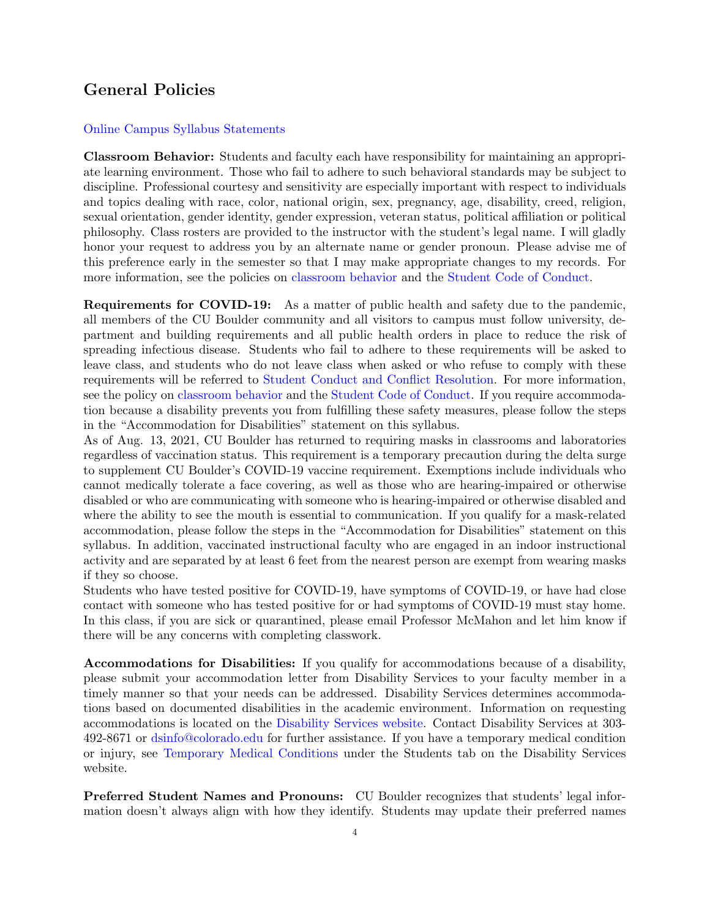## General Policies

Online Campus Syllabus Statements

**Classroom Behavior:** Students and faculty each have responsibility for maintaining an appropriate learning environment. Those who fail to adhere to such behavioral standards may be subject to discipline. Professional courtesy and sensitivity are especially important with respect to individuals and topics dealing with race, color, national origin, sex, pregnancy, age, disability, creed, religion, sexual orientation, gender identity, gender expression, veteran status, political affiliation or political philosophy. Class rosters are provided to the instructor with the student's legal name. I will gladly honor your request to address you by an alternate name or gender pronoun. Please advise me of this preference early in the semester so that I may make appropriate changes to my records. For more information, see the policies on classroom behavior and the Student Code of Conduct.

**Requirements for COVID-19:** As a matter of public health and safety due to the pandemic, all members of the CU Boulder community and all visitors to campus must follow university, department and building requirements and all public health orders in place to reduce the risk of spreading infectious disease. Students who fail to adhere to these requirements will be asked to leave class, and students who do not leave class when asked or who refuse to comply with these requirements will be referred to Student Conduct and Conflict Resolution. For more information, see the policy on classroom behavior and the Student Code of Conduct. If you require accommodation because a disability prevents you from fulfilling these safety measures, please follow the steps in the "Accommodation for Disabilities" statement on this syllabus.
As of Aug. 13, 2021, CU Boulder has returned to requiring masks in classrooms and laboratories regardless of vaccination status. This requirement is a temporary precaution during the delta surge to supplement CU Boulder's COVID-19 vaccine requirement. Exemptions include individuals who cannot medically tolerate a face covering, as well as those who are hearing-impaired or otherwise disabled or who are communicating with someone who is hearing-impaired or otherwise disabled and where the ability to see the mouth is essential to communication. If you qualify for a mask-related accommodation, please follow the steps in the "Accommodation for Disabilities" statement on this syllabus. In addition, vaccinated instructional faculty who are engaged in an indoor instructional activity and are separated by at least 6 feet from the nearest person are exempt from wearing masks if they so choose.
Students who have tested positive for COVID-19, have symptoms of COVID-19, or have had close contact with someone who has tested positive for or had symptoms of COVID-19 must stay home. In this class, if you are sick or quarantined, please email Professor McMahon and let him know if there will be any concerns with completing classwork.

**Accommodations for Disabilities:** If you qualify for accommodations because of a disability, please submit your accommodation letter from Disability Services to your faculty member in a timely manner so that your needs can be addressed. Disability Services determines accommodations based on documented disabilities in the academic environment. Information on requesting accommodations is located on the Disability Services website. Contact Disability Services at 303-492-8671 or dsinfo@colorado.edu for further assistance. If you have a temporary medical condition or injury, see Temporary Medical Conditions under the Students tab on the Disability Services website.

**Preferred Student Names and Pronouns:** CU Boulder recognizes that students' legal information doesn't always align with how they identify. Students may update their preferred names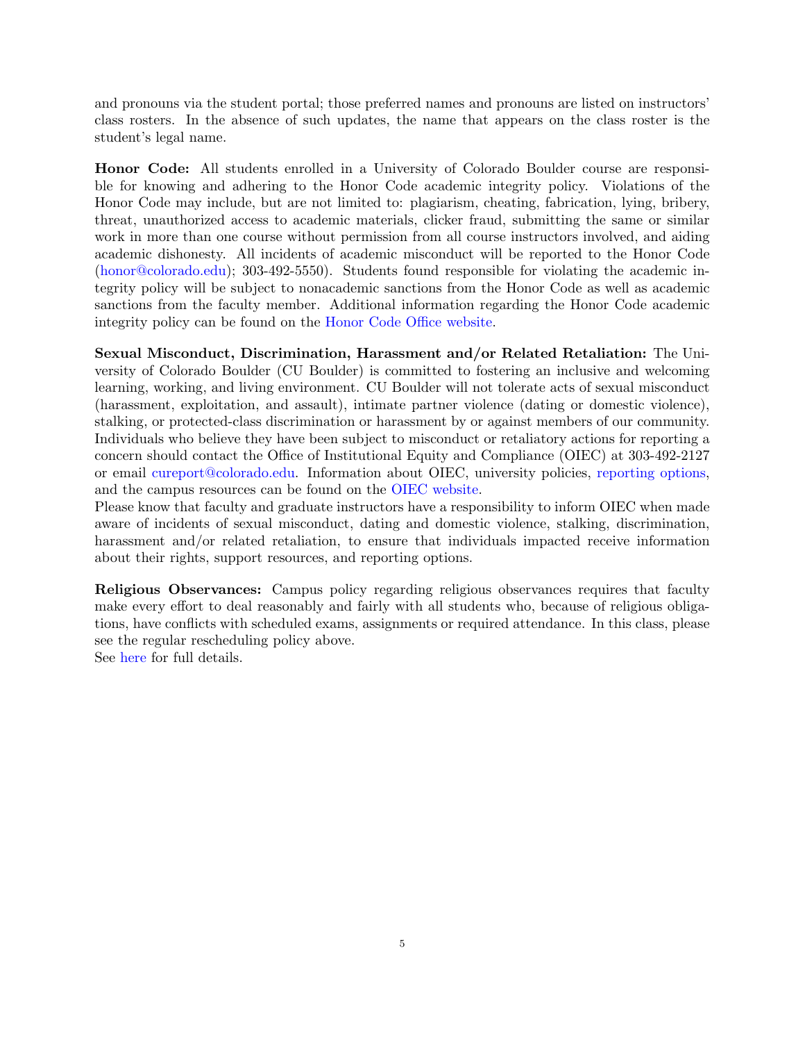and pronouns via the student portal; those preferred names and pronouns are listed on instructors' class rosters. In the absence of such updates, the name that appears on the class roster is the student's legal name.

**Honor Code:** All students enrolled in a University of Colorado Boulder course are responsible for knowing and adhering to the Honor Code academic integrity policy. Violations of the Honor Code may include, but are not limited to: plagiarism, cheating, fabrication, lying, bribery, threat, unauthorized access to academic materials, clicker fraud, submitting the same or similar work in more than one course without permission from all course instructors involved, and aiding academic dishonesty. All incidents of academic misconduct will be reported to the Honor Code (honor@colorado.edu); 303-492-5550). Students found responsible for violating the academic integrity policy will be subject to nonacademic sanctions from the Honor Code as well as academic sanctions from the faculty member. Additional information regarding the Honor Code academic integrity policy can be found on the Honor Code Office website.

**Sexual Misconduct, Discrimination, Harassment and/or Related Retaliation:** The University of Colorado Boulder (CU Boulder) is committed to fostering an inclusive and welcoming learning, working, and living environment. CU Boulder will not tolerate acts of sexual misconduct (harassment, exploitation, and assault), intimate partner violence (dating or domestic violence), stalking, or protected-class discrimination or harassment by or against members of our community. Individuals who believe they have been subject to misconduct or retaliatory actions for reporting a concern should contact the Office of Institutional Equity and Compliance (OIEC) at 303-492-2127 or email cureport@colorado.edu. Information about OIEC, university policies, reporting options, and the campus resources can be found on the OIEC website.
Please know that faculty and graduate instructors have a responsibility to inform OIEC when made aware of incidents of sexual misconduct, dating and domestic violence, stalking, discrimination, harassment and/or related retaliation, to ensure that individuals impacted receive information about their rights, support resources, and reporting options.

**Religious Observances:** Campus policy regarding religious observances requires that faculty make every effort to deal reasonably and fairly with all students who, because of religious obligations, have conflicts with scheduled exams, assignments or required attendance. In this class, please see the regular rescheduling policy above.
See here for full details.